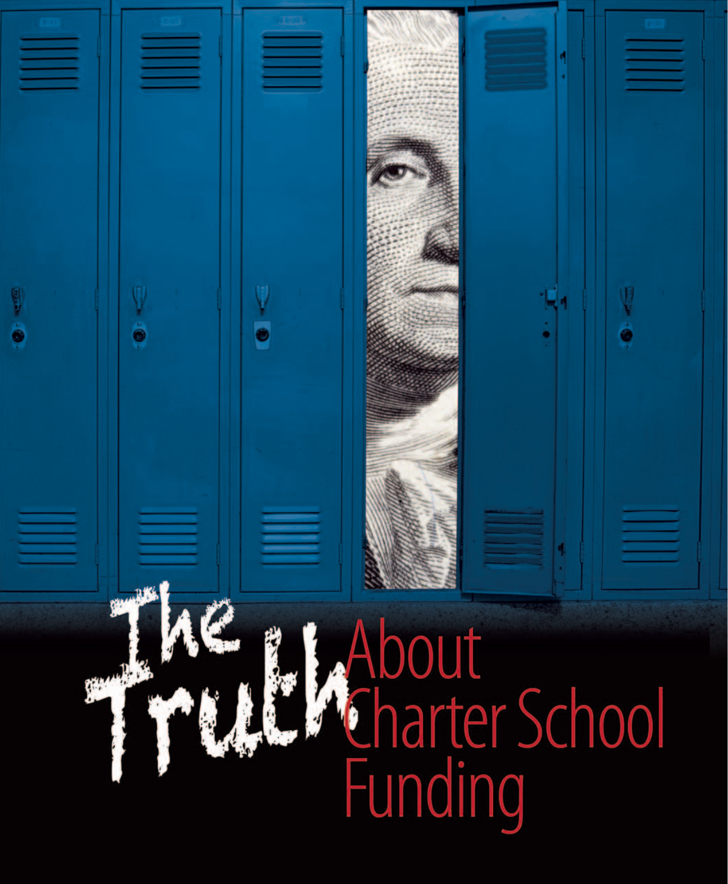# The Truth About Charter School Funding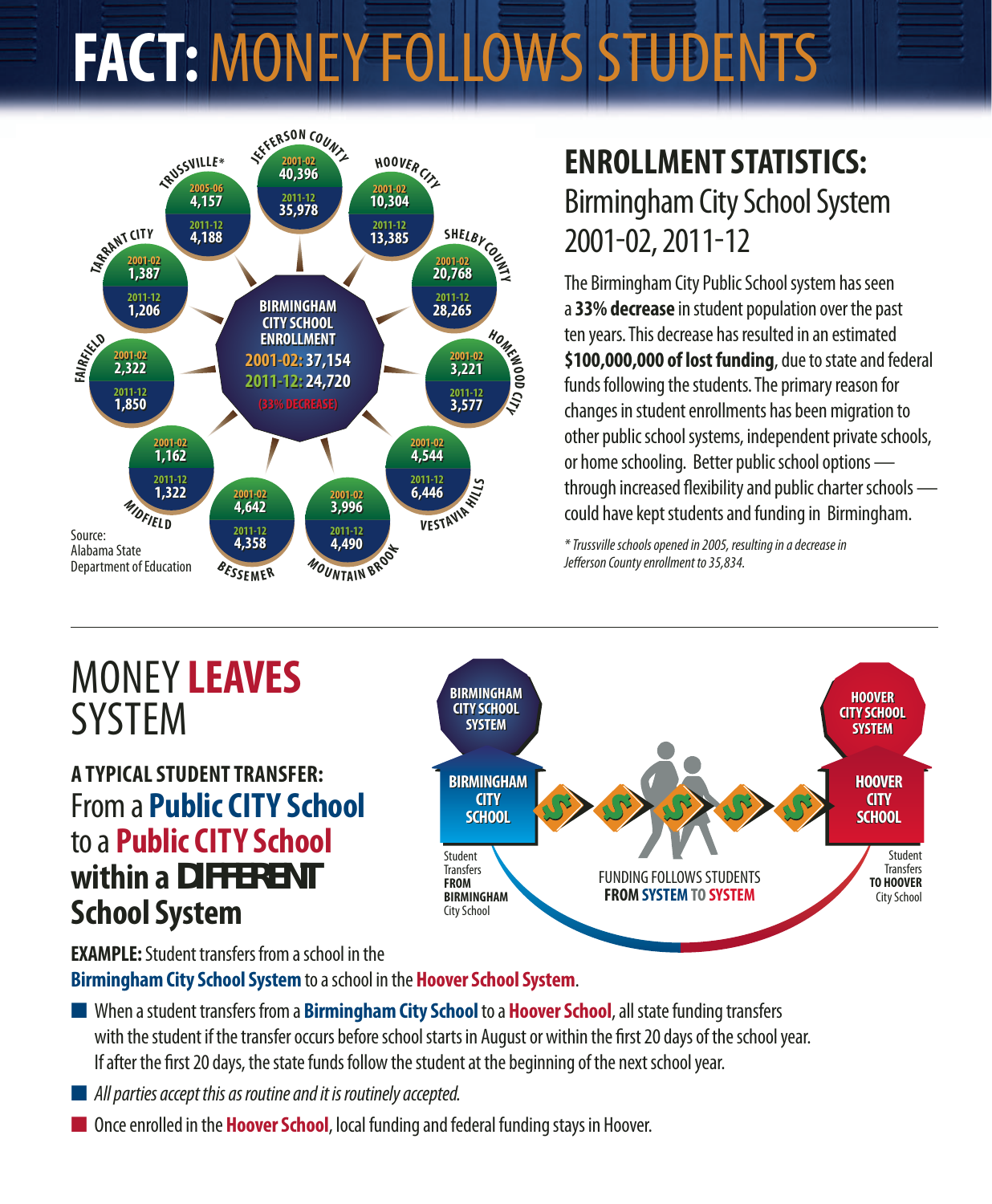# FACT: MONEY FOLLOWS STUDENTS

| System | 2001-02 | 2011-12 |
|---|---|---|
| **BIRMINGHAM CITY SCHOOL ENROLLMENT** | 37,154 | 24,720 (33% DECREASE) |
| Jefferson County | 40,396 | 35,978 |
| Hoover City | 10,304 | 13,385 |
| Shelby County | 20,768 | 28,265 |
| Homewood City | 3,221 | 3,577 |
| Vestavia Hills | 4,544 | 6,446 |
| Mountain Brook | 3,996 | 4,490 |
| Bessemer | 4,642 | 4,358 |
| Midfield | 1,162 | 1,322 |
| Fairfield | 2,322 | 1,850 |
| Tarrant City | 1,387 | 1,206 |
| Trussville* | 4,157 (2005-06) | 4,188 |

Source: Alabama State Department of Education

## ENROLLMENT STATISTICS:

Birmingham City School System 2001-02, 2011-12

The Birmingham City Public School system has seen a **33% decrease** in student population over the past ten years. This decrease has resulted in an estimated **$100,000,000 of lost funding**, due to state and federal funds following the students. The primary reason for changes in student enrollments has been migration to other public school systems, independent private schools, or home schooling. Better public school options — through increased flexibility and public charter schools — could have kept students and funding in Birmingham.

*\* Trussville schools opened in 2005, resulting in a decrease in Jefferson County enrollment to 35,834.*

---

# MONEY **LEAVES** SYSTEM

**A TYPICAL STUDENT TRANSFER:**
From a **Public CITY School** to a **Public CITY School** **within a DIFFERENT School System**

BIRMINGHAM CITY SCHOOL SYSTEM — BIRMINGHAM CITY SCHOOL — Student Transfers **FROM BIRMINGHAM** City School

HOOVER CITY SCHOOL SYSTEM — HOOVER CITY SCHOOL — Student Transfers **TO HOOVER** City School

FUNDING FOLLOWS STUDENTS **FROM SYSTEM TO SYSTEM**

**EXAMPLE:** Student transfers from a school in the **Birmingham City School System** to a school in the **Hoover School System**.

- When a student transfers from a **Birmingham City School** to a **Hoover School**, all state funding transfers with the student if the transfer occurs before school starts in August or within the first 20 days of the school year. If after the first 20 days, the state funds follow the student at the beginning of the next school year.
- *All parties accept this as routine and it is routinely accepted.*
- Once enrolled in the **Hoover School**, local funding and federal funding stays in Hoover.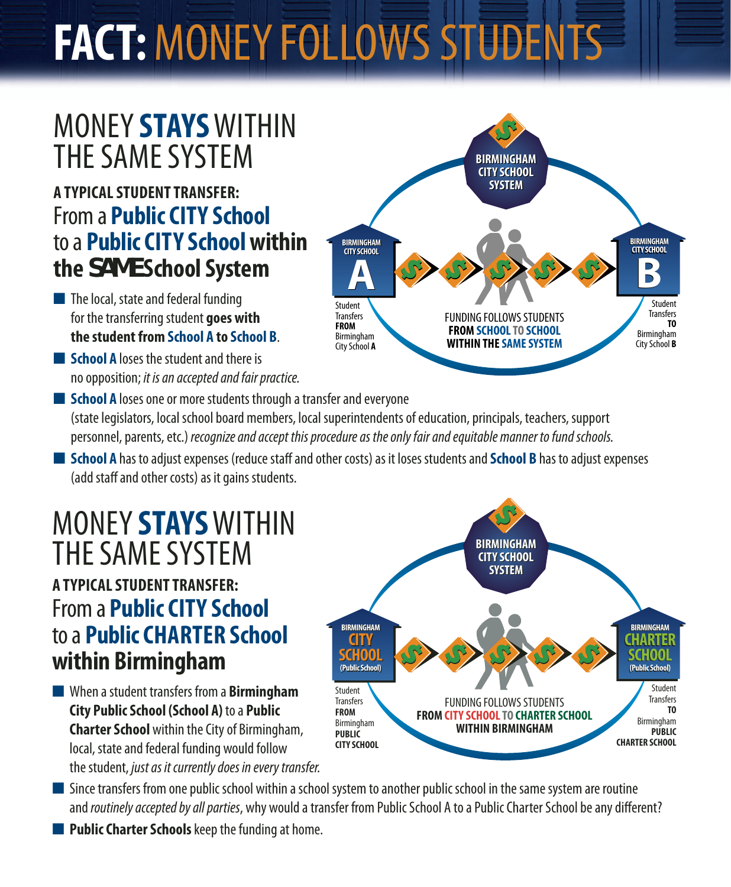# FACT: MONEY FOLLOWS STUDENTS

## MONEY **STAYS** WITHIN THE SAME SYSTEM

**A TYPICAL STUDENT TRANSFER:**

From a **Public CITY School** to a **Public CITY School within the SAME School System**

BIRMINGHAM CITY SCHOOL SYSTEM

BIRMINGHAM CITY SCHOOL **A**

Student Transfers **FROM** Birmingham City School **A**

BIRMINGHAM CITY SCHOOL **B**

Student Transfers **TO** Birmingham City School **B**

FUNDING FOLLOWS STUDENTS **FROM SCHOOL TO SCHOOL WITHIN THE SAME SYSTEM**

- The local, state and federal funding for the transferring student **goes with the student from School A to School B**.
- **School A** loses the student and there is no opposition; *it is an accepted and fair practice.*
- **School A** loses one or more students through a transfer and everyone (state legislators, local school board members, local superintendents of education, principals, teachers, support personnel, parents, etc.) *recognize and accept this procedure as the only fair and equitable manner to fund schools.*
- **School A** has to adjust expenses (reduce staff and other costs) as it loses students and **School B** has to adjust expenses (add staff and other costs) as it gains students.

## MONEY **STAYS** WITHIN THE SAME SYSTEM

**A TYPICAL STUDENT TRANSFER:**

From a **Public CITY School** to a **Public CHARTER School within Birmingham**

BIRMINGHAM CITY SCHOOL SYSTEM

BIRMINGHAM CITY SCHOOL (Public School)

Student Transfers **FROM** Birmingham **PUBLIC CITY SCHOOL**

BIRMINGHAM CHARTER SCHOOL (Public School)

Student Transfers **TO** Birmingham **PUBLIC CHARTER SCHOOL**

FUNDING FOLLOWS STUDENTS **FROM CITY SCHOOL TO CHARTER SCHOOL WITHIN BIRMINGHAM**

- When a student transfers from a **Birmingham City Public School (School A)** to a **Public Charter School** within the City of Birmingham, local, state and federal funding would follow the student, *just as it currently does in every transfer.*
- Since transfers from one public school within a school system to another public school in the same system are routine and *routinely accepted by all parties*, why would a transfer from Public School A to a Public Charter School be any different?
- **Public Charter Schools** keep the funding at home.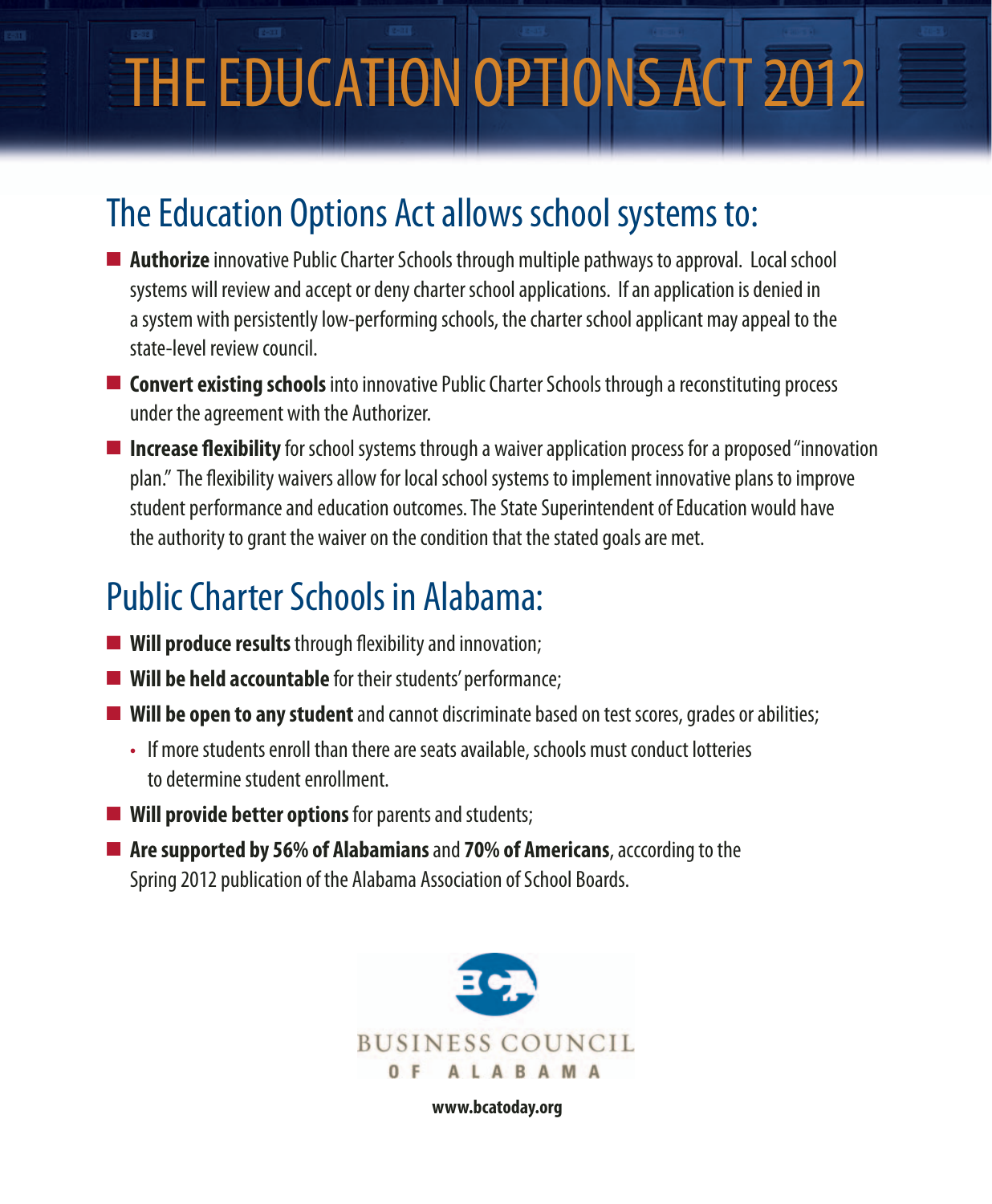# THE EDUCATION OPTIONS ACT 2012

## The Education Options Act allows school systems to:

- **Authorize** innovative Public Charter Schools through multiple pathways to approval. Local school systems will review and accept or deny charter school applications. If an application is denied in a system with persistently low-performing schools, the charter school applicant may appeal to the state-level review council.
- **Convert existing schools** into innovative Public Charter Schools through a reconstituting process under the agreement with the Authorizer.
- **Increase flexibility** for school systems through a waiver application process for a proposed "innovation plan." The flexibility waivers allow for local school systems to implement innovative plans to improve student performance and education outcomes. The State Superintendent of Education would have the authority to grant the waiver on the condition that the stated goals are met.

## Public Charter Schools in Alabama:

- **Will produce results** through flexibility and innovation;
- **Will be held accountable** for their students' performance;
- **Will be open to any student** and cannot discriminate based on test scores, grades or abilities;
  - If more students enroll than there are seats available, schools must conduct lotteries to determine student enrollment.
- **Will provide better options** for parents and students;
- **Are supported by 56% of Alabamians** and **70% of Americans**, acccording to the Spring 2012 publication of the Alabama Association of School Boards.

BUSINESS COUNCIL OF ALABAMA

**www.bcatoday.org**